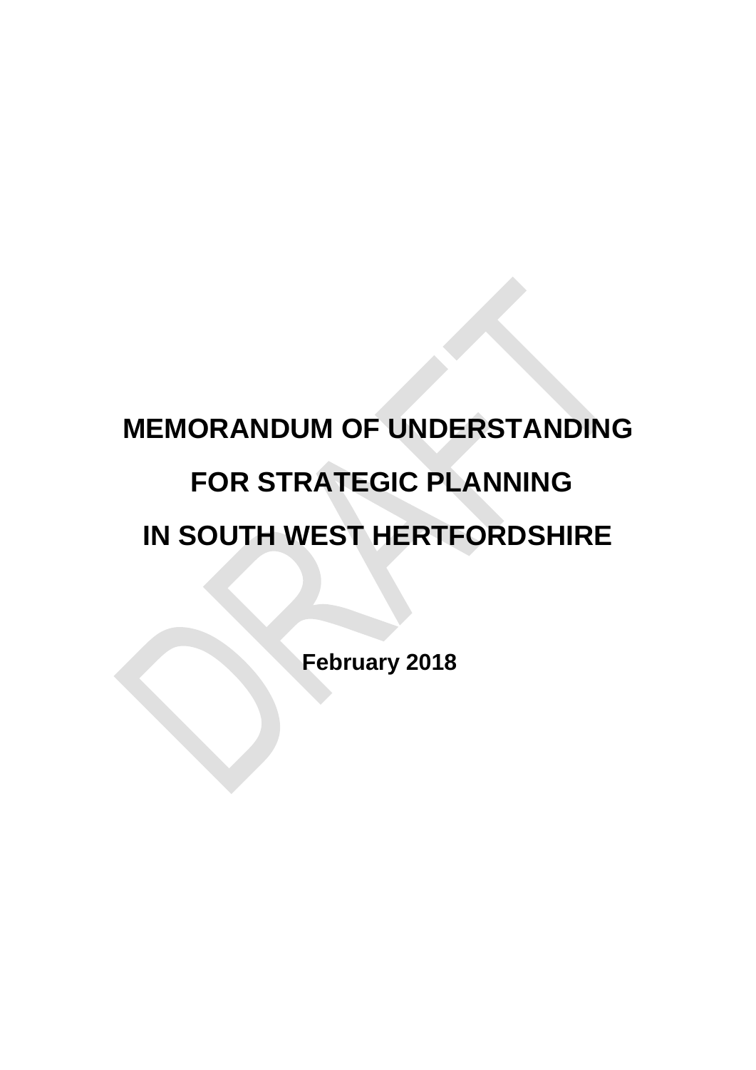# MEMORANDUM OF UNDERSTANDING

# FOR STRATEGIC PLANNING

# IN SOUTH WEST HERTFORDSHIRE

**February 2018**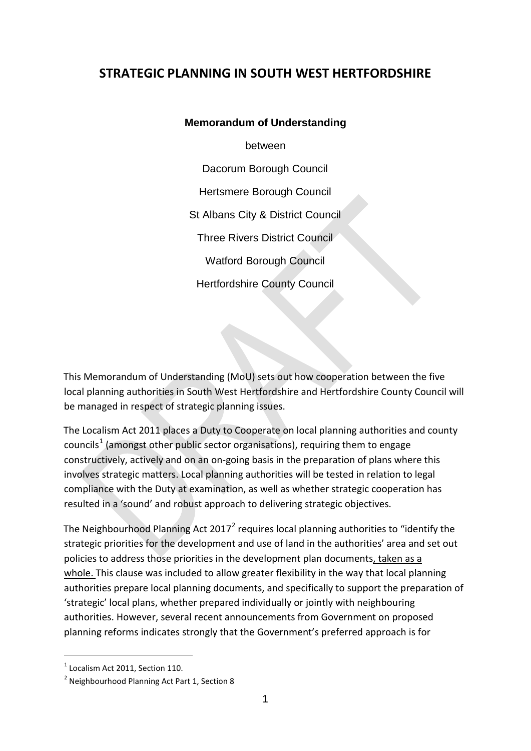# STRATEGIC PLANNING IN SOUTH WEST HERTFORDSHIRE

**Memorandum of Understanding**

between

Dacorum Borough Council

Hertsmere Borough Council

St Albans City & District Council

Three Rivers District Council

Watford Borough Council

Hertfordshire County Council

This Memorandum of Understanding (MoU) sets out how cooperation between the five local planning authorities in South West Hertfordshire and Hertfordshire County Council will be managed in respect of strategic planning issues.

The Localism Act 2011 places a Duty to Cooperate on local planning authorities and county councils[1] (amongst other public sector organisations), requiring them to engage constructively, actively and on an on-going basis in the preparation of plans where this involves strategic matters. Local planning authorities will be tested in relation to legal compliance with the Duty at examination, as well as whether strategic cooperation has resulted in a 'sound' and robust approach to delivering strategic objectives.

The Neighbourhood Planning Act 2017[2] requires local planning authorities to "identify the strategic priorities for the development and use of land in the authorities' area and set out policies to address those priorities in the development plan documents, taken as a whole. This clause was included to allow greater flexibility in the way that local planning authorities prepare local planning documents, and specifically to support the preparation of 'strategic' local plans, whether prepared individually or jointly with neighbouring authorities. However, several recent announcements from Government on proposed planning reforms indicates strongly that the Government's preferred approach is for

[1] Localism Act 2011, Section 110.

[2] Neighbourhood Planning Act Part 1, Section 8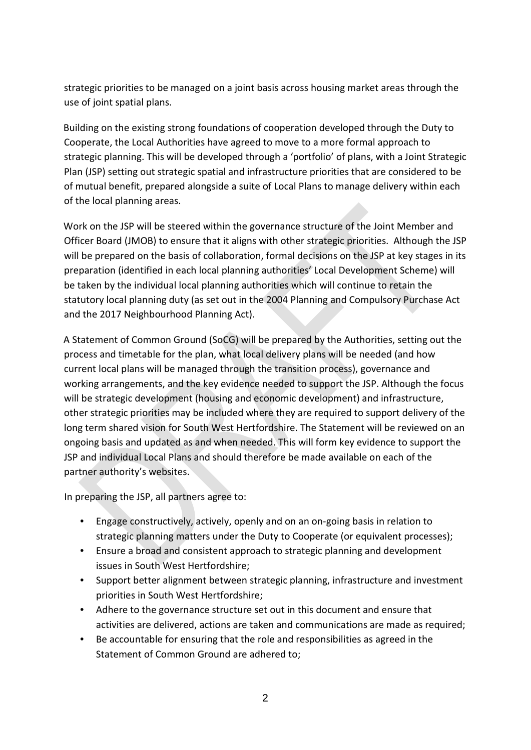strategic priorities to be managed on a joint basis across housing market areas through the use of joint spatial plans.

Building on the existing strong foundations of cooperation developed through the Duty to Cooperate, the Local Authorities have agreed to move to a more formal approach to strategic planning. This will be developed through a 'portfolio' of plans, with a Joint Strategic Plan (JSP) setting out strategic spatial and infrastructure priorities that are considered to be of mutual benefit, prepared alongside a suite of Local Plans to manage delivery within each of the local planning areas.

Work on the JSP will be steered within the governance structure of the Joint Member and Officer Board (JMOB) to ensure that it aligns with other strategic priorities. Although the JSP will be prepared on the basis of collaboration, formal decisions on the JSP at key stages in its preparation (identified in each local planning authorities' Local Development Scheme) will be taken by the individual local planning authorities which will continue to retain the statutory local planning duty (as set out in the 2004 Planning and Compulsory Purchase Act and the 2017 Neighbourhood Planning Act).

A Statement of Common Ground (SoCG) will be prepared by the Authorities, setting out the process and timetable for the plan, what local delivery plans will be needed (and how current local plans will be managed through the transition process), governance and working arrangements, and the key evidence needed to support the JSP. Although the focus will be strategic development (housing and economic development) and infrastructure, other strategic priorities may be included where they are required to support delivery of the long term shared vision for South West Hertfordshire. The Statement will be reviewed on an ongoing basis and updated as and when needed. This will form key evidence to support the JSP and individual Local Plans and should therefore be made available on each of the partner authority's websites.

In preparing the JSP, all partners agree to:

- Engage constructively, actively, openly and on an on-going basis in relation to strategic planning matters under the Duty to Cooperate (or equivalent processes);
- Ensure a broad and consistent approach to strategic planning and development issues in South West Hertfordshire;
- Support better alignment between strategic planning, infrastructure and investment priorities in South West Hertfordshire;
- Adhere to the governance structure set out in this document and ensure that activities are delivered, actions are taken and communications are made as required;
- Be accountable for ensuring that the role and responsibilities as agreed in the Statement of Common Ground are adhered to;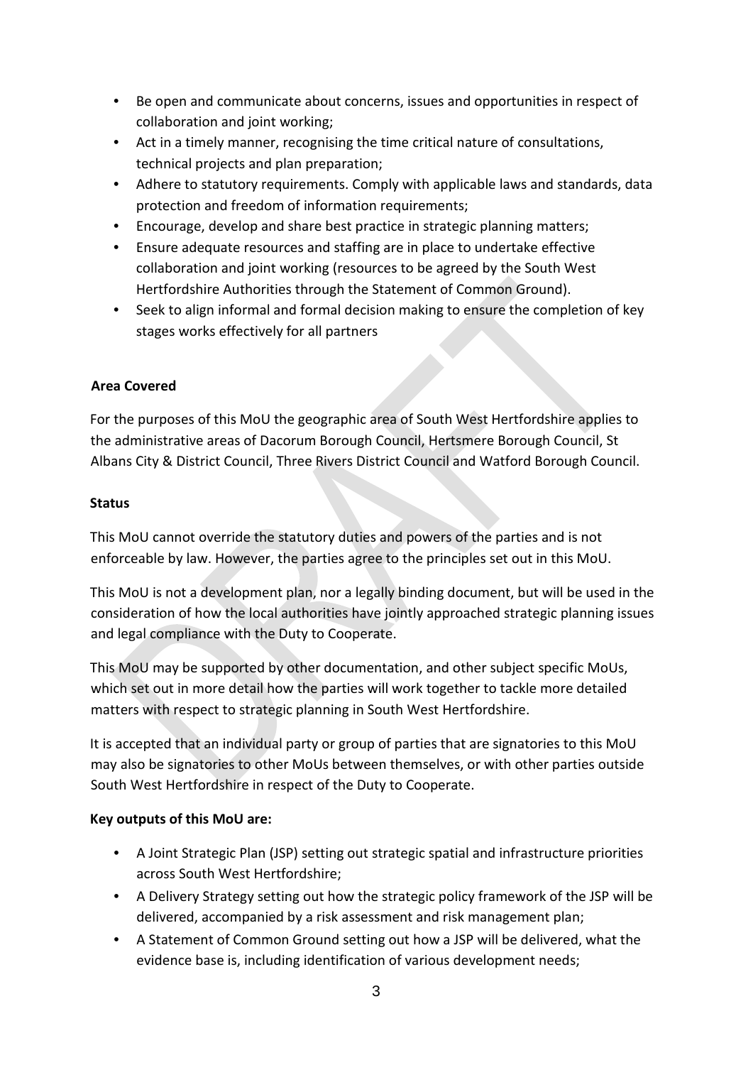- Be open and communicate about concerns, issues and opportunities in respect of collaboration and joint working;
- Act in a timely manner, recognising the time critical nature of consultations, technical projects and plan preparation;
- Adhere to statutory requirements. Comply with applicable laws and standards, data protection and freedom of information requirements;
- Encourage, develop and share best practice in strategic planning matters;
- Ensure adequate resources and staffing are in place to undertake effective collaboration and joint working (resources to be agreed by the South West Hertfordshire Authorities through the Statement of Common Ground).
- Seek to align informal and formal decision making to ensure the completion of key stages works effectively for all partners

**Area Covered**

For the purposes of this MoU the geographic area of South West Hertfordshire applies to the administrative areas of Dacorum Borough Council, Hertsmere Borough Council, St Albans City & District Council, Three Rivers District Council and Watford Borough Council.

**Status**

This MoU cannot override the statutory duties and powers of the parties and is not enforceable by law. However, the parties agree to the principles set out in this MoU.

This MoU is not a development plan, nor a legally binding document, but will be used in the consideration of how the local authorities have jointly approached strategic planning issues and legal compliance with the Duty to Cooperate.

This MoU may be supported by other documentation, and other subject specific MoUs, which set out in more detail how the parties will work together to tackle more detailed matters with respect to strategic planning in South West Hertfordshire.

It is accepted that an individual party or group of parties that are signatories to this MoU may also be signatories to other MoUs between themselves, or with other parties outside South West Hertfordshire in respect of the Duty to Cooperate.

**Key outputs of this MoU are:**

- A Joint Strategic Plan (JSP) setting out strategic spatial and infrastructure priorities across South West Hertfordshire;
- A Delivery Strategy setting out how the strategic policy framework of the JSP will be delivered, accompanied by a risk assessment and risk management plan;
- A Statement of Common Ground setting out how a JSP will be delivered, what the evidence base is, including identification of various development needs;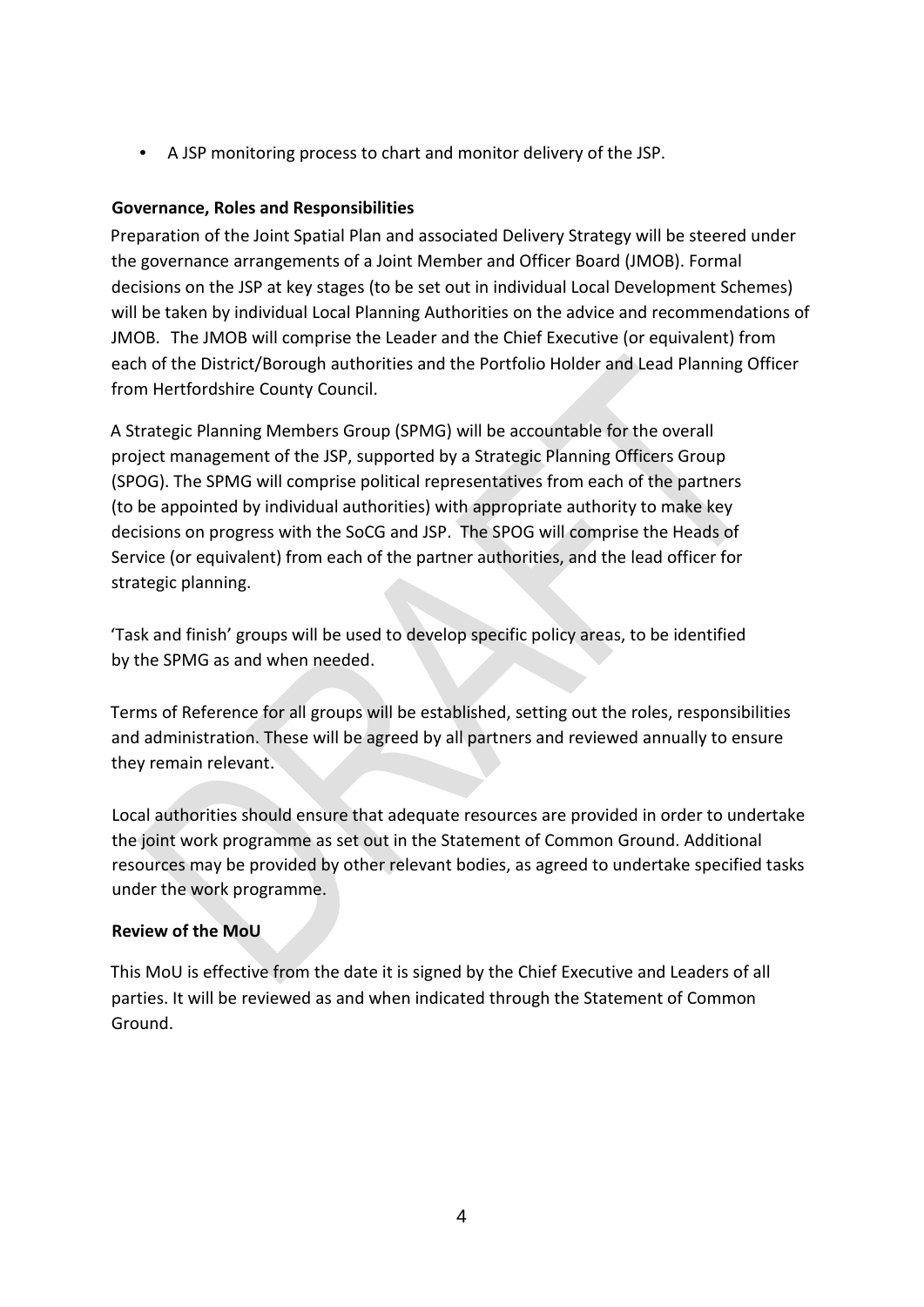- A JSP monitoring process to chart and monitor delivery of the JSP.

**Governance, Roles and Responsibilities**

Preparation of the Joint Spatial Plan and associated Delivery Strategy will be steered under the governance arrangements of a Joint Member and Officer Board (JMOB). Formal decisions on the JSP at key stages (to be set out in individual Local Development Schemes) will be taken by individual Local Planning Authorities on the advice and recommendations of JMOB. The JMOB will comprise the Leader and the Chief Executive (or equivalent) from each of the District/Borough authorities and the Portfolio Holder and Lead Planning Officer from Hertfordshire County Council.

A Strategic Planning Members Group (SPMG) will be accountable for the overall project management of the JSP, supported by a Strategic Planning Officers Group (SPOG). The SPMG will comprise political representatives from each of the partners (to be appointed by individual authorities) with appropriate authority to make key decisions on progress with the SoCG and JSP. The SPOG will comprise the Heads of Service (or equivalent) from each of the partner authorities, and the lead officer for strategic planning.

'Task and finish' groups will be used to develop specific policy areas, to be identified by the SPMG as and when needed.

Terms of Reference for all groups will be established, setting out the roles, responsibilities and administration. These will be agreed by all partners and reviewed annually to ensure they remain relevant.

Local authorities should ensure that adequate resources are provided in order to undertake the joint work programme as set out in the Statement of Common Ground. Additional resources may be provided by other relevant bodies, as agreed to undertake specified tasks under the work programme.

**Review of the MoU**

This MoU is effective from the date it is signed by the Chief Executive and Leaders of all parties. It will be reviewed as and when indicated through the Statement of Common Ground.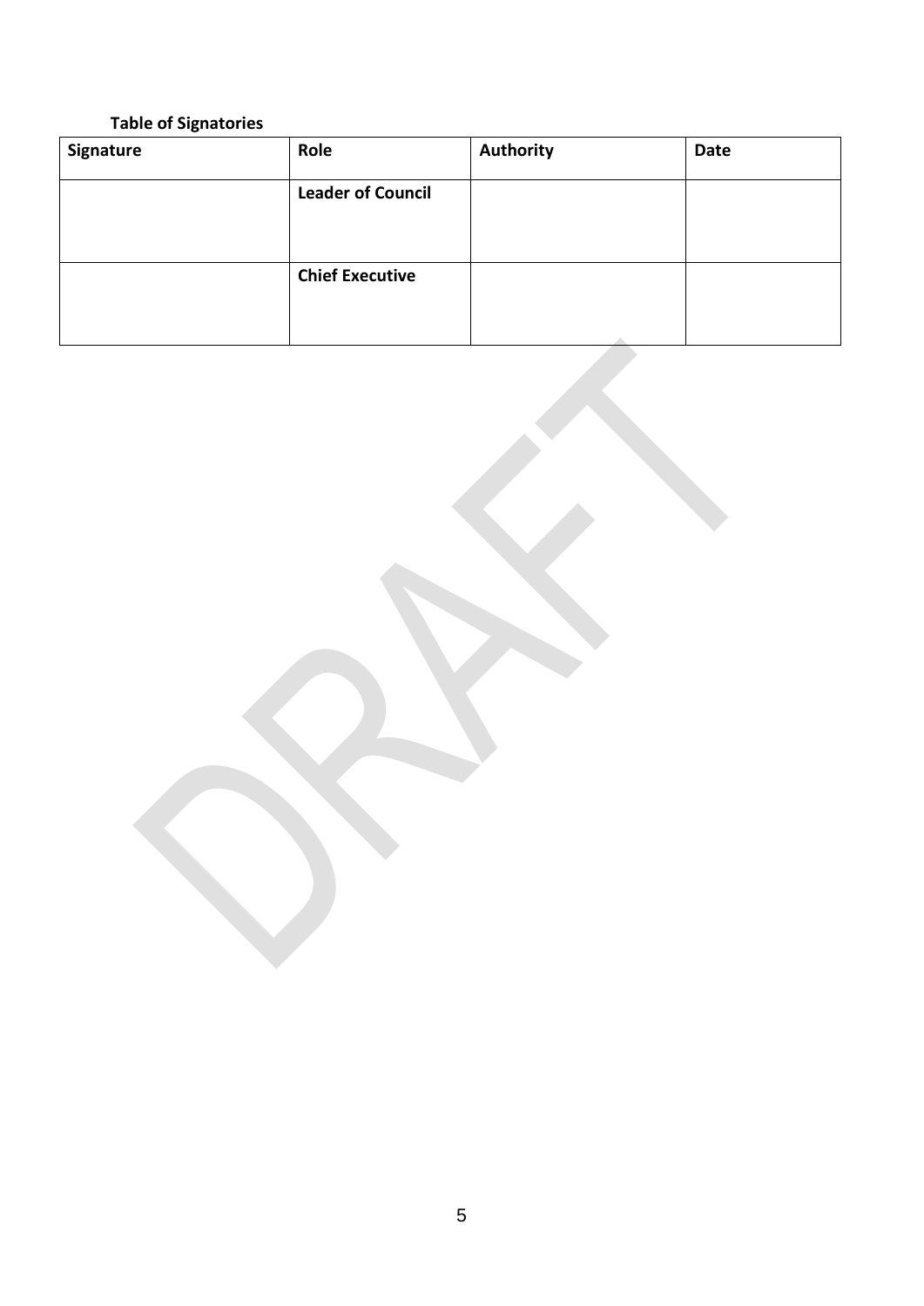**Table of Signatories**

| Signature | Role | Authority | Date |
|---|---|---|---|
| | **Leader of Council** | | |
| | **Chief Executive** | | |

DRAFT